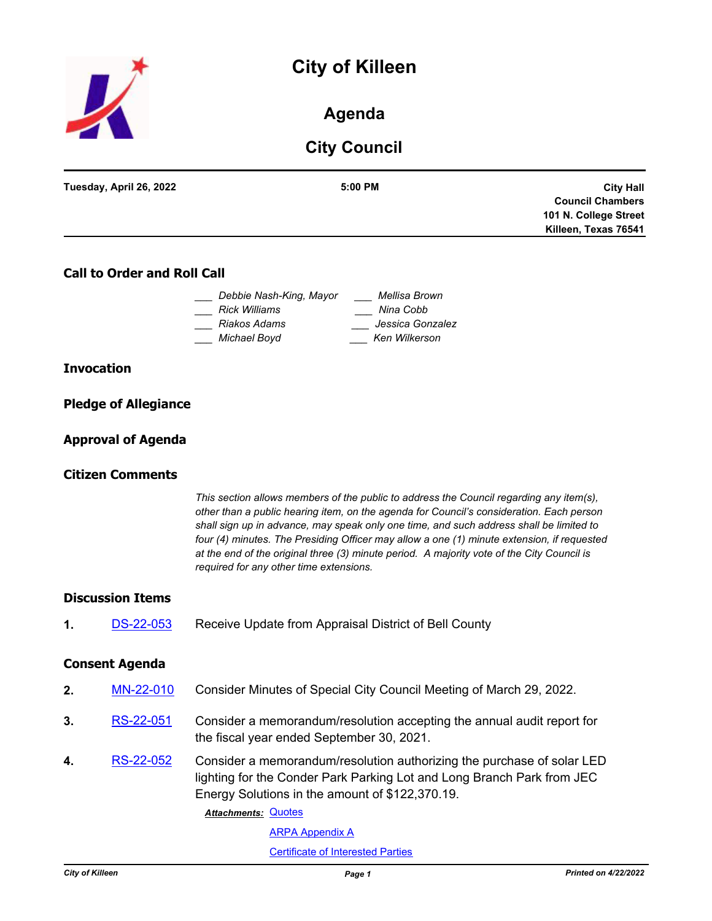# City of Killeen

## Agenda

## City Council

| Tuesday, April 26, 2022 | 5:00 PM | City Hall<br>Council Chambers<br>101 N. College Street<br>Killeen, Texas 76541 |
|---|---|---|

### Call to Order and Roll Call

| | |
|---|---|
| ___ *Debbie Nash-King, Mayor* | ___ *Mellisa Brown* |
| ___ *Rick Williams* | ___ *Nina Cobb* |
| ___ *Riakos Adams* | ___ *Jessica Gonzalez* |
| ___ *Michael Boyd* | ___ *Ken Wilkerson* |

### Invocation

### Pledge of Allegiance

### Approval of Agenda

### Citizen Comments

*This section allows members of the public to address the Council regarding any item(s), other than a public hearing item, on the agenda for Council's consideration. Each person shall sign up in advance, may speak only one time, and such address shall be limited to four (4) minutes. The Presiding Officer may allow a one (1) minute extension, if requested at the end of the original three (3) minute period. A majority vote of the City Council is required for any other time extensions.*

### Discussion Items

**1.** DS-22-053 Receive Update from Appraisal District of Bell County

### Consent Agenda

**2.** MN-22-010 Consider Minutes of Special City Council Meeting of March 29, 2022.

**3.** RS-22-051 Consider a memorandum/resolution accepting the annual audit report for the fiscal year ended September 30, 2021.

**4.** RS-22-052 Consider a memorandum/resolution authorizing the purchase of solar LED lighting for the Conder Park Parking Lot and Long Branch Park from JEC Energy Solutions in the amount of $122,370.19.

***Attachments:*** Quotes
ARPA Appendix A
Certificate of Interested Parties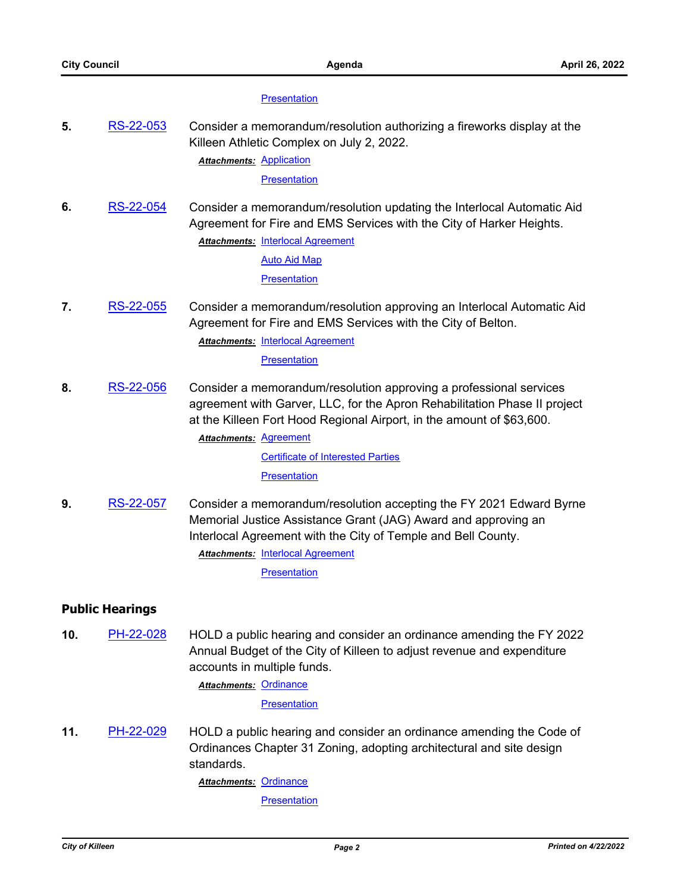Presentation

**5.** RS-22-053 Consider a memorandum/resolution authorizing a fireworks display at the Killeen Athletic Complex on July 2, 2022.

***Attachments:*** Application

Presentation

**6.** RS-22-054 Consider a memorandum/resolution updating the Interlocal Automatic Aid Agreement for Fire and EMS Services with the City of Harker Heights.

***Attachments:*** Interlocal Agreement

Auto Aid Map

Presentation

**7.** RS-22-055 Consider a memorandum/resolution approving an Interlocal Automatic Aid Agreement for Fire and EMS Services with the City of Belton.

***Attachments:*** Interlocal Agreement

Presentation

**8.** RS-22-056 Consider a memorandum/resolution approving a professional services agreement with Garver, LLC, for the Apron Rehabilitation Phase II project at the Killeen Fort Hood Regional Airport, in the amount of $63,600.

***Attachments:*** Agreement

Certificate of Interested Parties

Presentation

**9.** RS-22-057 Consider a memorandum/resolution accepting the FY 2021 Edward Byrne Memorial Justice Assistance Grant (JAG) Award and approving an Interlocal Agreement with the City of Temple and Bell County.

***Attachments:*** Interlocal Agreement

Presentation

## Public Hearings

**10.** PH-22-028 HOLD a public hearing and consider an ordinance amending the FY 2022 Annual Budget of the City of Killeen to adjust revenue and expenditure accounts in multiple funds.

***Attachments:*** Ordinance

Presentation

**11.** PH-22-029 HOLD a public hearing and consider an ordinance amending the Code of Ordinances Chapter 31 Zoning, adopting architectural and site design standards.

***Attachments:*** Ordinance

Presentation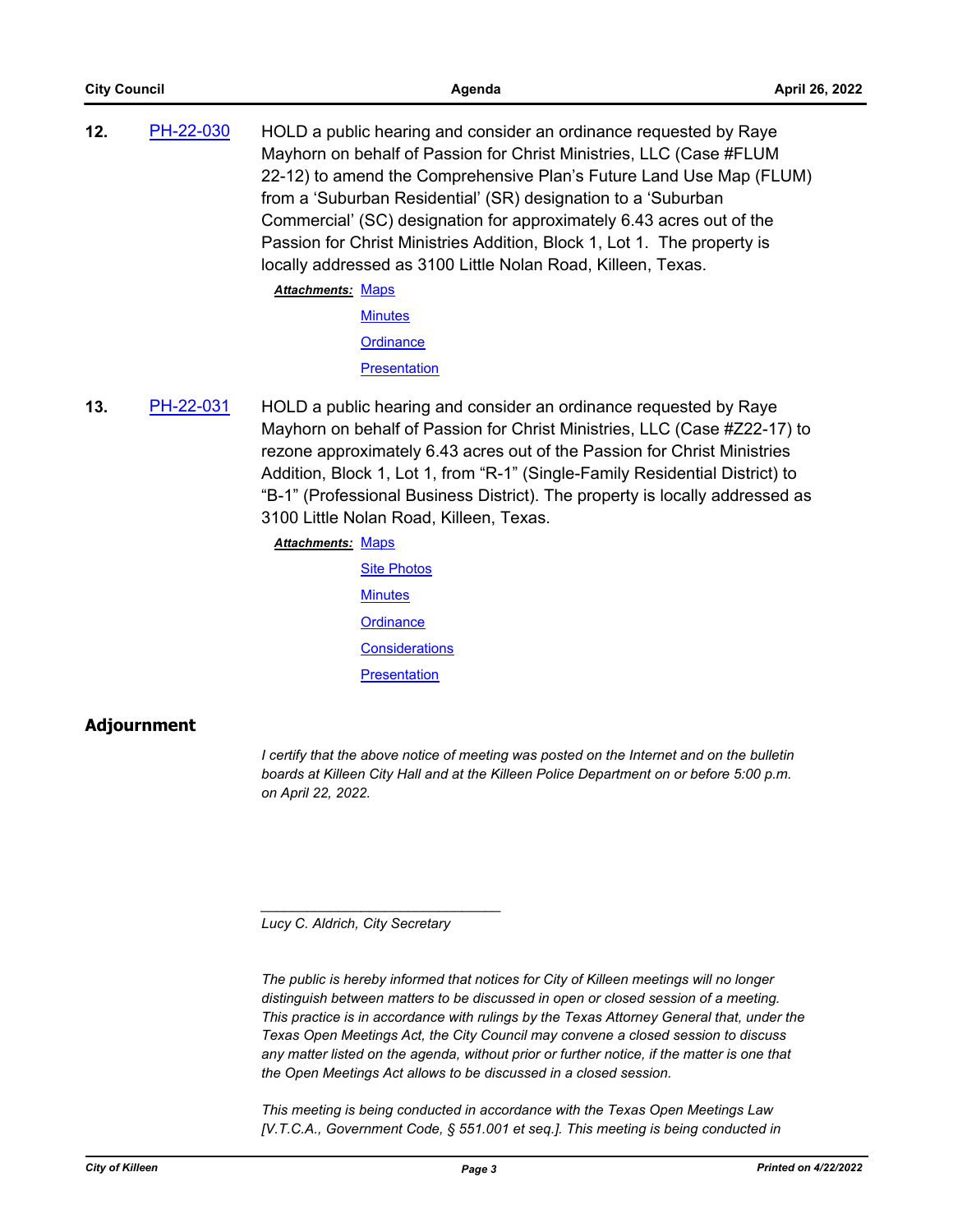**12.** PH-22-030 HOLD a public hearing and consider an ordinance requested by Raye Mayhorn on behalf of Passion for Christ Ministries, LLC (Case #FLUM 22-12) to amend the Comprehensive Plan's Future Land Use Map (FLUM) from a 'Suburban Residential' (SR) designation to a 'Suburban Commercial' (SC) designation for approximately 6.43 acres out of the Passion for Christ Ministries Addition, Block 1, Lot 1. The property is locally addressed as 3100 Little Nolan Road, Killeen, Texas.

***Attachments:*** Maps
Minutes
Ordinance
Presentation

**13.** PH-22-031 HOLD a public hearing and consider an ordinance requested by Raye Mayhorn on behalf of Passion for Christ Ministries, LLC (Case #Z22-17) to rezone approximately 6.43 acres out of the Passion for Christ Ministries Addition, Block 1, Lot 1, from "R-1" (Single-Family Residential District) to "B-1" (Professional Business District). The property is locally addressed as 3100 Little Nolan Road, Killeen, Texas.

***Attachments:*** Maps
Site Photos
Minutes
Ordinance
Considerations
Presentation

## Adjournment

*I certify that the above notice of meeting was posted on the Internet and on the bulletin boards at Killeen City Hall and at the Killeen Police Department on or before 5:00 p.m. on April 22, 2022.*

_______________________________

*Lucy C. Aldrich, City Secretary*

*The public is hereby informed that notices for City of Killeen meetings will no longer distinguish between matters to be discussed in open or closed session of a meeting. This practice is in accordance with rulings by the Texas Attorney General that, under the Texas Open Meetings Act, the City Council may convene a closed session to discuss any matter listed on the agenda, without prior or further notice, if the matter is one that the Open Meetings Act allows to be discussed in a closed session.*

*This meeting is being conducted in accordance with the Texas Open Meetings Law [V.T.C.A., Government Code, § 551.001 et seq.]. This meeting is being conducted in*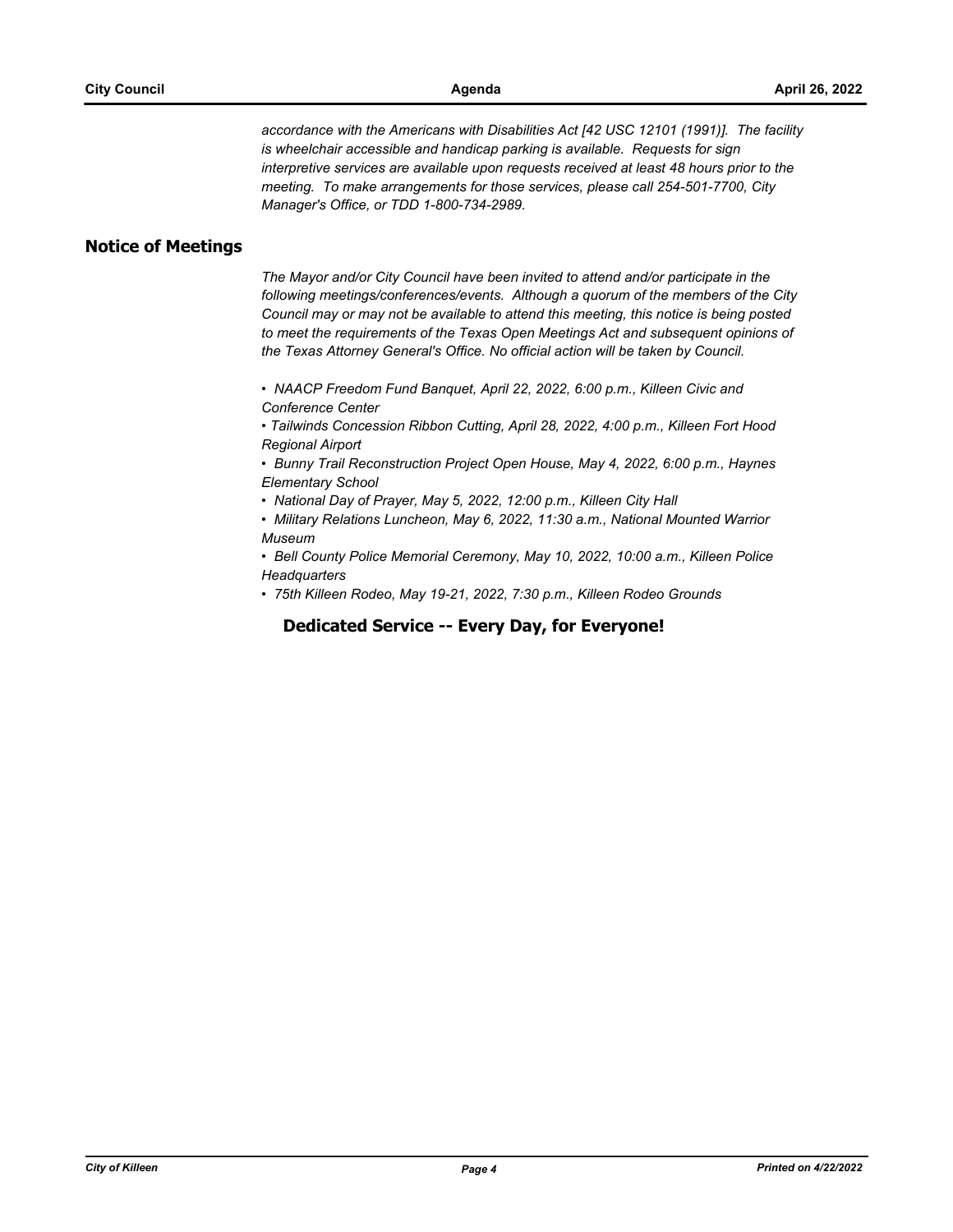*accordance with the Americans with Disabilities Act [42 USC 12101 (1991)]. The facility is wheelchair accessible and handicap parking is available. Requests for sign interpretive services are available upon requests received at least 48 hours prior to the meeting. To make arrangements for those services, please call 254-501-7700, City Manager's Office, or TDD 1-800-734-2989.*

## Notice of Meetings

*The Mayor and/or City Council have been invited to attend and/or participate in the following meetings/conferences/events. Although a quorum of the members of the City Council may or may not be available to attend this meeting, this notice is being posted to meet the requirements of the Texas Open Meetings Act and subsequent opinions of the Texas Attorney General's Office. No official action will be taken by Council.*

- *NAACP Freedom Fund Banquet, April 22, 2022, 6:00 p.m., Killeen Civic and Conference Center*
- *Tailwinds Concession Ribbon Cutting, April 28, 2022, 4:00 p.m., Killeen Fort Hood Regional Airport*
- *Bunny Trail Reconstruction Project Open House, May 4, 2022, 6:00 p.m., Haynes Elementary School*
- *National Day of Prayer, May 5, 2022, 12:00 p.m., Killeen City Hall*
- *Military Relations Luncheon, May 6, 2022, 11:30 a.m., National Mounted Warrior Museum*
- *Bell County Police Memorial Ceremony, May 10, 2022, 10:00 a.m., Killeen Police Headquarters*
- *75th Killeen Rodeo, May 19-21, 2022, 7:30 p.m., Killeen Rodeo Grounds*

**Dedicated Service -- Every Day, for Everyone!**